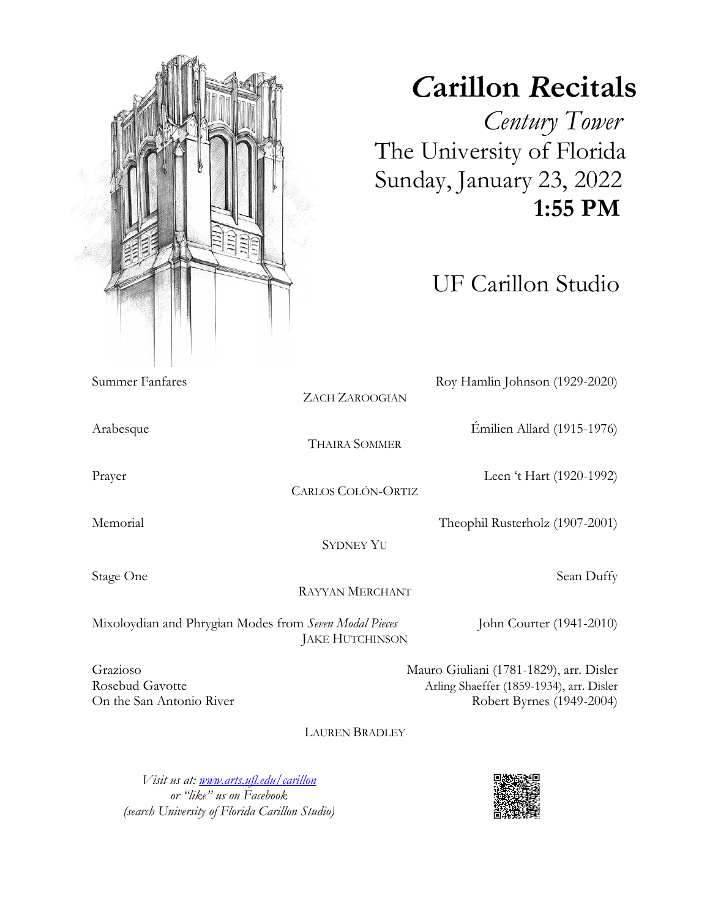# *C*arillon *R*ecitals

*Century Tower*

The University of Florida

Sunday, January 23, 2022

**1:55 PM**

UF Carillon Studio

Summer Fanfares — Roy Hamlin Johnson (1929-2020)

ZACH ZAROOGIAN

Arabesque — Émilien Allard (1915-1976)

THAIRA SOMMER

Prayer — Leen 't Hart (1920-1992)

CARLOS COLÓN-ORTIZ

Memorial — Theophil Rusterholz (1907-2001)

SYDNEY YU

Stage One — Sean Duffy

RAYYAN MERCHANT

Mixoloydian and Phrygian Modes from *Seven Modal Pieces* — John Courter (1941-2010)

JAKE HUTCHINSON

Grazioso — Mauro Giuliani (1781-1829), arr. Disler

Rosebud Gavotte — Arling Shaeffer (1859-1934), arr. Disler

On the San Antonio River — Robert Byrnes (1949-2004)

LAUREN BRADLEY

*Visit us at: www.arts.ufl.edu/carillon*

*or "like" us on Facebook*

*(search University of Florida Carillon Studio)*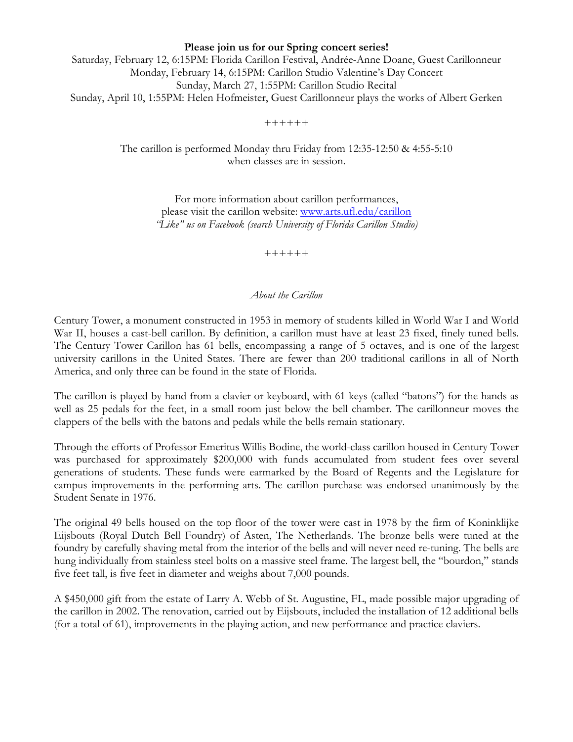**Please join us for our Spring concert series!**

Saturday, February 12, 6:15PM: Florida Carillon Festival, Andrée-Anne Doane, Guest Carillonneur
Monday, February 14, 6:15PM: Carillon Studio Valentine's Day Concert
Sunday, March 27, 1:55PM: Carillon Studio Recital
Sunday, April 10, 1:55PM: Helen Hofmeister, Guest Carillonneur plays the works of Albert Gerken

++++++

The carillon is performed Monday thru Friday from 12:35-12:50 & 4:55-5:10
when classes are in session.

For more information about carillon performances,
please visit the carillon website: [www.arts.ufl.edu/carillon](http://www.arts.ufl.edu/carillon)
*"Like" us on Facebook (search University of Florida Carillon Studio)*

++++++

*About the Carillon*

Century Tower, a monument constructed in 1953 in memory of students killed in World War I and World War II, houses a cast-bell carillon. By definition, a carillon must have at least 23 fixed, finely tuned bells. The Century Tower Carillon has 61 bells, encompassing a range of 5 octaves, and is one of the largest university carillons in the United States. There are fewer than 200 traditional carillons in all of North America, and only three can be found in the state of Florida.

The carillon is played by hand from a clavier or keyboard, with 61 keys (called "batons") for the hands as well as 25 pedals for the feet, in a small room just below the bell chamber. The carillonneur moves the clappers of the bells with the batons and pedals while the bells remain stationary.

Through the efforts of Professor Emeritus Willis Bodine, the world-class carillon housed in Century Tower was purchased for approximately $200,000 with funds accumulated from student fees over several generations of students. These funds were earmarked by the Board of Regents and the Legislature for campus improvements in the performing arts. The carillon purchase was endorsed unanimously by the Student Senate in 1976.

The original 49 bells housed on the top floor of the tower were cast in 1978 by the firm of Koninklijke Eijsbouts (Royal Dutch Bell Foundry) of Asten, The Netherlands. The bronze bells were tuned at the foundry by carefully shaving metal from the interior of the bells and will never need re-tuning. The bells are hung individually from stainless steel bolts on a massive steel frame. The largest bell, the "bourdon," stands five feet tall, is five feet in diameter and weighs about 7,000 pounds.

A $450,000 gift from the estate of Larry A. Webb of St. Augustine, FL, made possible major upgrading of the carillon in 2002. The renovation, carried out by Eijsbouts, included the installation of 12 additional bells (for a total of 61), improvements in the playing action, and new performance and practice claviers.